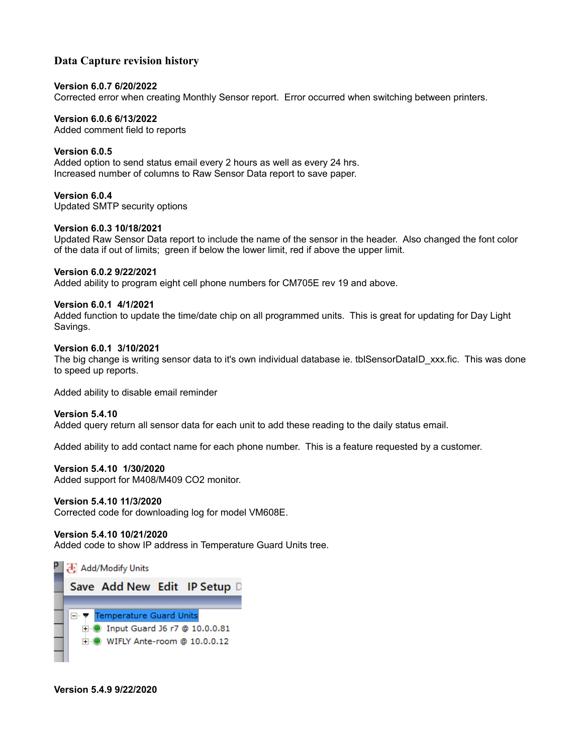# Data Capture revision history

**Version 6.0.7 6/20/2022**
Corrected error when creating Monthly Sensor report. Error occurred when switching between printers.

**Version 6.0.6 6/13/2022**
Added comment field to reports

**Version 6.0.5**
Added option to send status email every 2 hours as well as every 24 hrs.
Increased number of columns to Raw Sensor Data report to save paper.

**Version 6.0.4**
Updated SMTP security options

**Version 6.0.3 10/18/2021**
Updated Raw Sensor Data report to include the name of the sensor in the header. Also changed the font color of the data if out of limits; green if below the lower limit, red if above the upper limit.

**Version 6.0.2 9/22/2021**
Added ability to program eight cell phone numbers for CM705E rev 19 and above.

**Version 6.0.1 4/1/2021**
Added function to update the time/date chip on all programmed units. This is great for updating for Day Light Savings.

**Version 6.0.1 3/10/2021**
The big change is writing sensor data to it's own individual database ie. tblSensorDataID_xxx.fic. This was done to speed up reports.

Added ability to disable email reminder

**Version 5.4.10**
Added query return all sensor data for each unit to add these reading to the daily status email.

Added ability to add contact name for each phone number. This is a feature requested by a customer.

**Version 5.4.10 1/30/2020**
Added support for M408/M409 $CO_2$ monitor.

**Version 5.4.10 11/3/2020**
Corrected code for downloading log for model VM608E.

**Version 5.4.10 10/21/2020**
Added code to show IP address in Temperature Guard Units tree.

Add/Modify Units
Save Add New Edit IP Setup
Temperature Guard Units
Input Guard J6 r7 @ 10.0.0.81
WIFLY Ante-room @ 10.0.0.12

**Version 5.4.9 9/22/2020**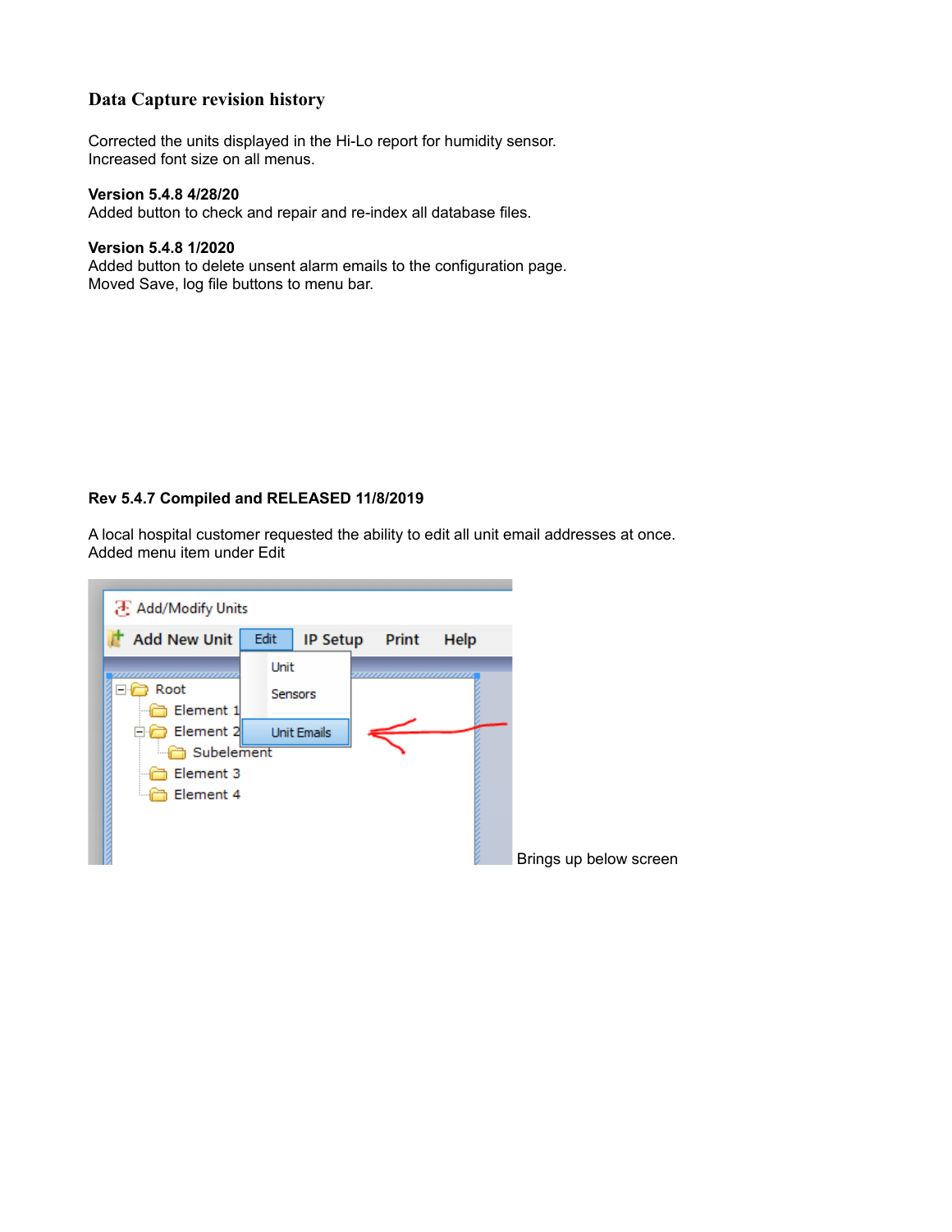# Data Capture revision history

Corrected the units displayed in the Hi-Lo report for humidity sensor.
Increased font size on all menus.

**Version 5.4.8 4/28/20**
Added button to check and repair and re-index all database files.

**Version 5.4.8 1/2020**
Added button to delete unsent alarm emails to the configuration page.
Moved Save, log file buttons to menu bar.

**Rev 5.4.7 Compiled and RELEASED 11/8/2019**

A local hospital customer requested the ability to edit all unit email addresses at once.
Added menu item under Edit

Brings up below screen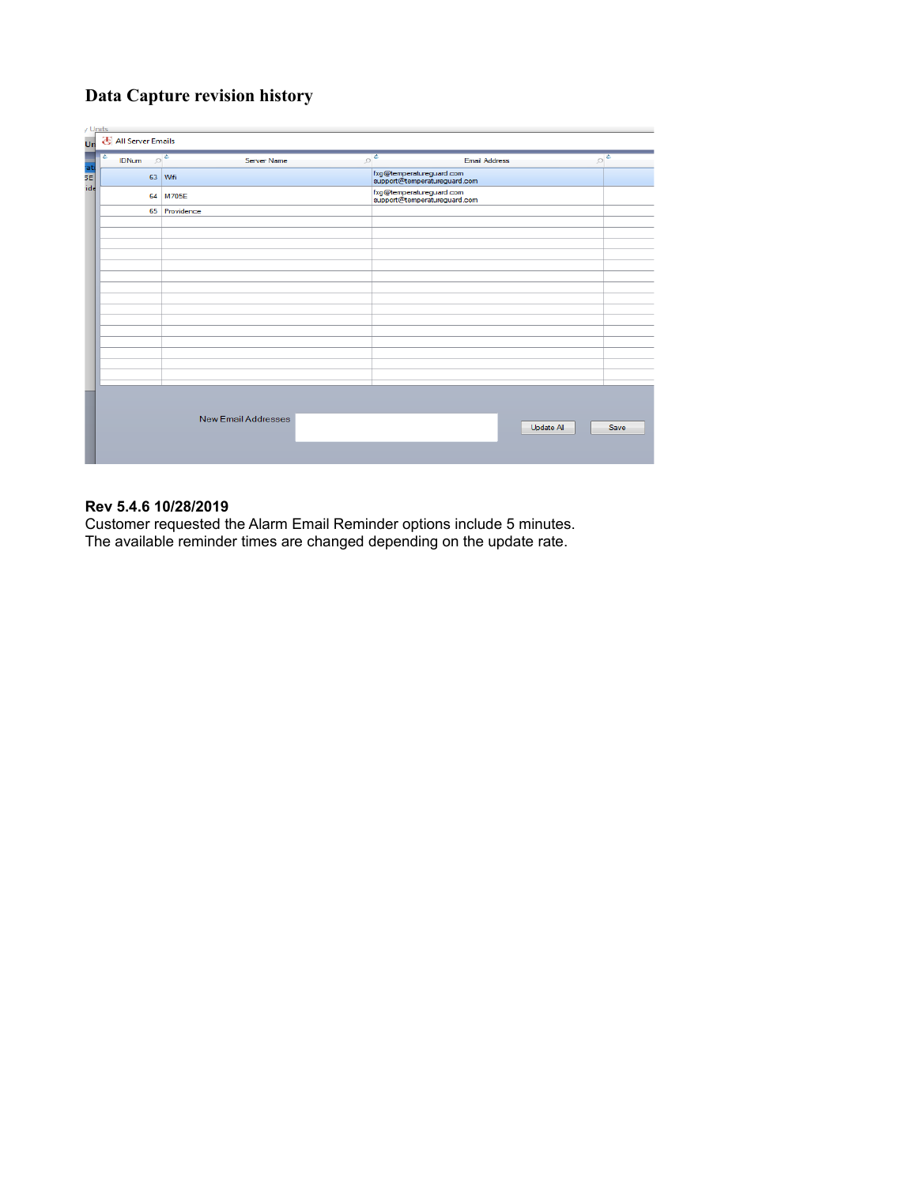# Data Capture revision history

All Server Emails

| IDNum | Server Name | Email Address |
| --- | --- | --- |
| 63 | Wifi | fxg@temperatureguard.com support@temperatureguard.com |
| 64 | M705E | fxg@temperatureguard.com support@temperatureguard.com |
| 65 | Providence | |

New Email Addresses

Update All

Save

**Rev 5.4.6 10/28/2019**
Customer requested the Alarm Email Reminder options include 5 minutes.
The available reminder times are changed depending on the update rate.